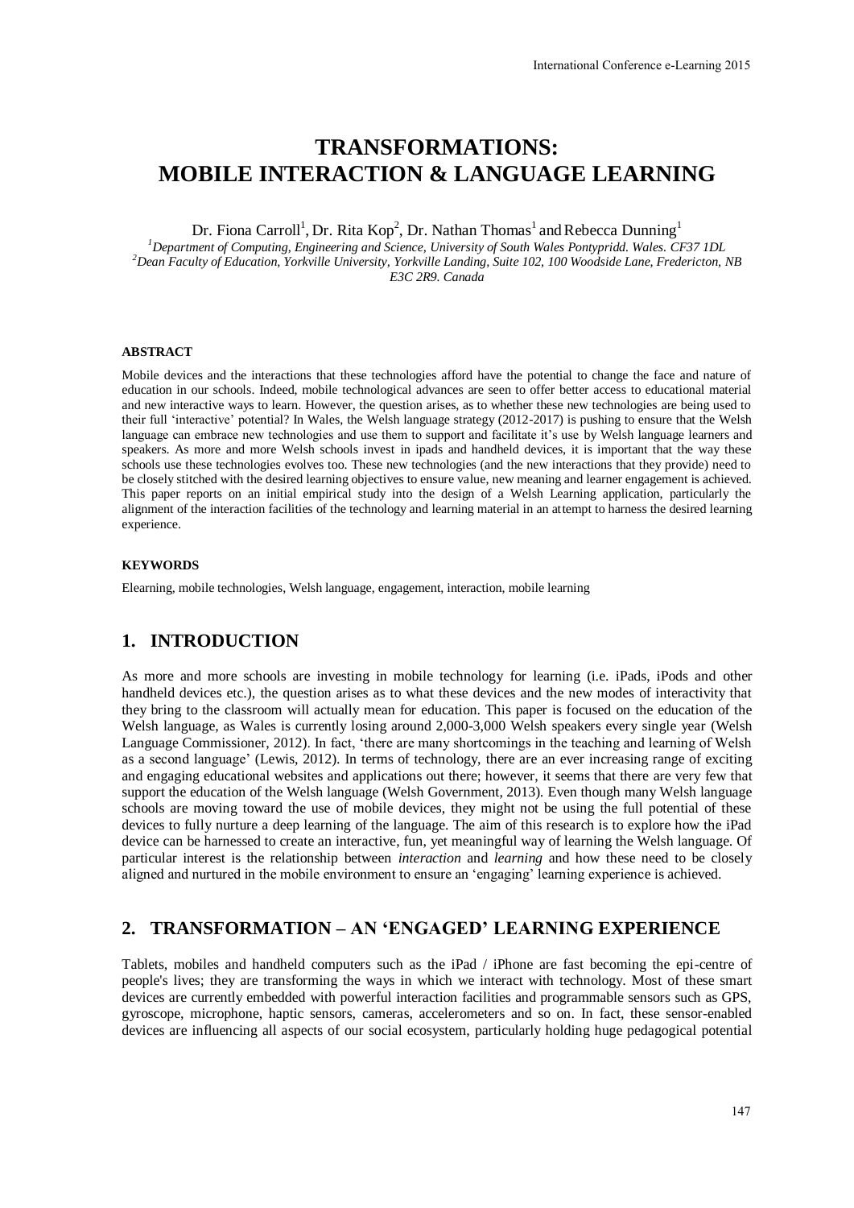# TRANSFORMATIONS: MOBILE INTERACTION & LANGUAGE LEARNING

Dr. Fiona Carroll[1], Dr. Rita Kop[2], Dr. Nathan Thomas[1] and Rebecca Dunning[1]

[1]*Department of Computing, Engineering and Science, University of South Wales Pontypridd. Wales. CF37 1DL*
[2]*Dean Faculty of Education, Yorkville University, Yorkville Landing, Suite 102, 100 Woodside Lane, Fredericton, NB E3C 2R9. Canada*

#### ABSTRACT

Mobile devices and the interactions that these technologies afford have the potential to change the face and nature of education in our schools. Indeed, mobile technological advances are seen to offer better access to educational material and new interactive ways to learn. However, the question arises, as to whether these new technologies are being used to their full 'interactive' potential? In Wales, the Welsh language strategy (2012-2017) is pushing to ensure that the Welsh language can embrace new technologies and use them to support and facilitate it's use by Welsh language learners and speakers. As more and more Welsh schools invest in ipads and handheld devices, it is important that the way these schools use these technologies evolves too. These new technologies (and the new interactions that they provide) need to be closely stitched with the desired learning objectives to ensure value, new meaning and learner engagement is achieved. This paper reports on an initial empirical study into the design of a Welsh Learning application, particularly the alignment of the interaction facilities of the technology and learning material in an attempt to harness the desired learning experience.

#### KEYWORDS

Elearning, mobile technologies, Welsh language, engagement, interaction, mobile learning

## 1. INTRODUCTION

As more and more schools are investing in mobile technology for learning (i.e. iPads, iPods and other handheld devices etc.), the question arises as to what these devices and the new modes of interactivity that they bring to the classroom will actually mean for education. This paper is focused on the education of the Welsh language, as Wales is currently losing around 2,000-3,000 Welsh speakers every single year (Welsh Language Commissioner, 2012). In fact, 'there are many shortcomings in the teaching and learning of Welsh as a second language' (Lewis, 2012). In terms of technology, there are an ever increasing range of exciting and engaging educational websites and applications out there; however, it seems that there are very few that support the education of the Welsh language (Welsh Government, 2013). Even though many Welsh language schools are moving toward the use of mobile devices, they might not be using the full potential of these devices to fully nurture a deep learning of the language. The aim of this research is to explore how the iPad device can be harnessed to create an interactive, fun, yet meaningful way of learning the Welsh language. Of particular interest is the relationship between *interaction* and *learning* and how these need to be closely aligned and nurtured in the mobile environment to ensure an 'engaging' learning experience is achieved.

## 2. TRANSFORMATION – AN 'ENGAGED' LEARNING EXPERIENCE

Tablets, mobiles and handheld computers such as the iPad / iPhone are fast becoming the epi-centre of people's lives; they are transforming the ways in which we interact with technology. Most of these smart devices are currently embedded with powerful interaction facilities and programmable sensors such as GPS, gyroscope, microphone, haptic sensors, cameras, accelerometers and so on. In fact, these sensor-enabled devices are influencing all aspects of our social ecosystem, particularly holding huge pedagogical potential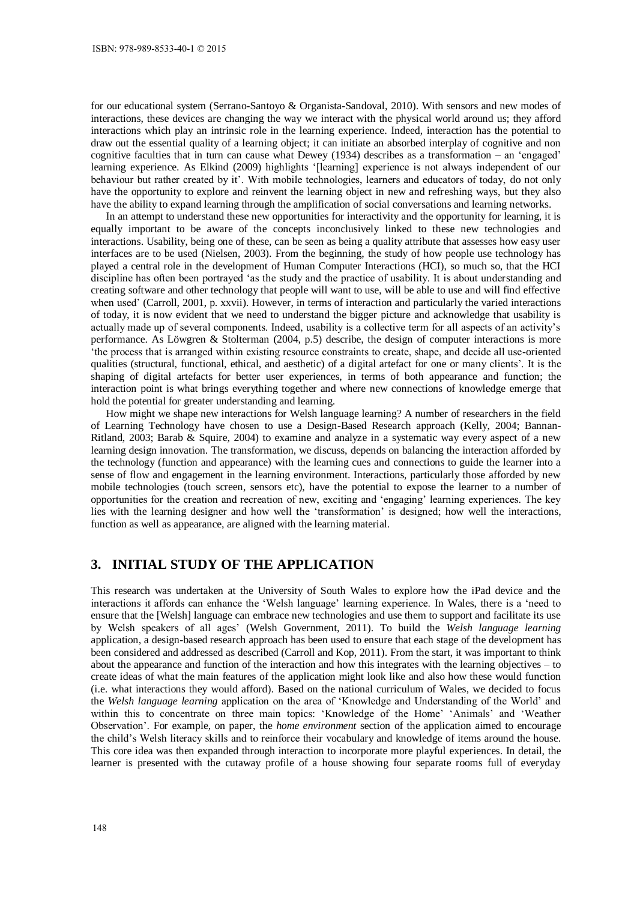for our educational system (Serrano-Santoyo & Organista-Sandoval, 2010). With sensors and new modes of interactions, these devices are changing the way we interact with the physical world around us; they afford interactions which play an intrinsic role in the learning experience. Indeed, interaction has the potential to draw out the essential quality of a learning object; it can initiate an absorbed interplay of cognitive and non cognitive faculties that in turn can cause what Dewey (1934) describes as a transformation – an 'engaged' learning experience. As Elkind (2009) highlights '[learning] experience is not always independent of our behaviour but rather created by it'. With mobile technologies, learners and educators of today, do not only have the opportunity to explore and reinvent the learning object in new and refreshing ways, but they also have the ability to expand learning through the amplification of social conversations and learning networks.

In an attempt to understand these new opportunities for interactivity and the opportunity for learning, it is equally important to be aware of the concepts inconclusively linked to these new technologies and interactions. Usability, being one of these, can be seen as being a quality attribute that assesses how easy user interfaces are to be used (Nielsen, 2003). From the beginning, the study of how people use technology has played a central role in the development of Human Computer Interactions (HCI), so much so, that the HCI discipline has often been portrayed 'as the study and the practice of usability. It is about understanding and creating software and other technology that people will want to use, will be able to use and will find effective when used' (Carroll, 2001, p. xxvii). However, in terms of interaction and particularly the varied interactions of today, it is now evident that we need to understand the bigger picture and acknowledge that usability is actually made up of several components. Indeed, usability is a collective term for all aspects of an activity's performance. As Löwgren & Stolterman (2004, p.5) describe, the design of computer interactions is more 'the process that is arranged within existing resource constraints to create, shape, and decide all use-oriented qualities (structural, functional, ethical, and aesthetic) of a digital artefact for one or many clients'. It is the shaping of digital artefacts for better user experiences, in terms of both appearance and function; the interaction point is what brings everything together and where new connections of knowledge emerge that hold the potential for greater understanding and learning.

How might we shape new interactions for Welsh language learning? A number of researchers in the field of Learning Technology have chosen to use a Design-Based Research approach (Kelly, 2004; Bannan-Ritland, 2003; Barab & Squire, 2004) to examine and analyze in a systematic way every aspect of a new learning design innovation. The transformation, we discuss, depends on balancing the interaction afforded by the technology (function and appearance) with the learning cues and connections to guide the learner into a sense of flow and engagement in the learning environment. Interactions, particularly those afforded by new mobile technologies (touch screen, sensors etc), have the potential to expose the learner to a number of opportunities for the creation and recreation of new, exciting and 'engaging' learning experiences. The key lies with the learning designer and how well the 'transformation' is designed; how well the interactions, function as well as appearance, are aligned with the learning material.

## 3. INITIAL STUDY OF THE APPLICATION

This research was undertaken at the University of South Wales to explore how the iPad device and the interactions it affords can enhance the 'Welsh language' learning experience. In Wales, there is a 'need to ensure that the [Welsh] language can embrace new technologies and use them to support and facilitate its use by Welsh speakers of all ages' (Welsh Government, 2011). To build the *Welsh language learning* application, a design-based research approach has been used to ensure that each stage of the development has been considered and addressed as described (Carroll and Kop, 2011). From the start, it was important to think about the appearance and function of the interaction and how this integrates with the learning objectives – to create ideas of what the main features of the application might look like and also how these would function (i.e. what interactions they would afford). Based on the national curriculum of Wales, we decided to focus the *Welsh language learning* application on the area of 'Knowledge and Understanding of the World' and within this to concentrate on three main topics: 'Knowledge of the Home' 'Animals' and 'Weather Observation'. For example, on paper, the *home environment* section of the application aimed to encourage the child's Welsh literacy skills and to reinforce their vocabulary and knowledge of items around the house. This core idea was then expanded through interaction to incorporate more playful experiences. In detail, the learner is presented with the cutaway profile of a house showing four separate rooms full of everyday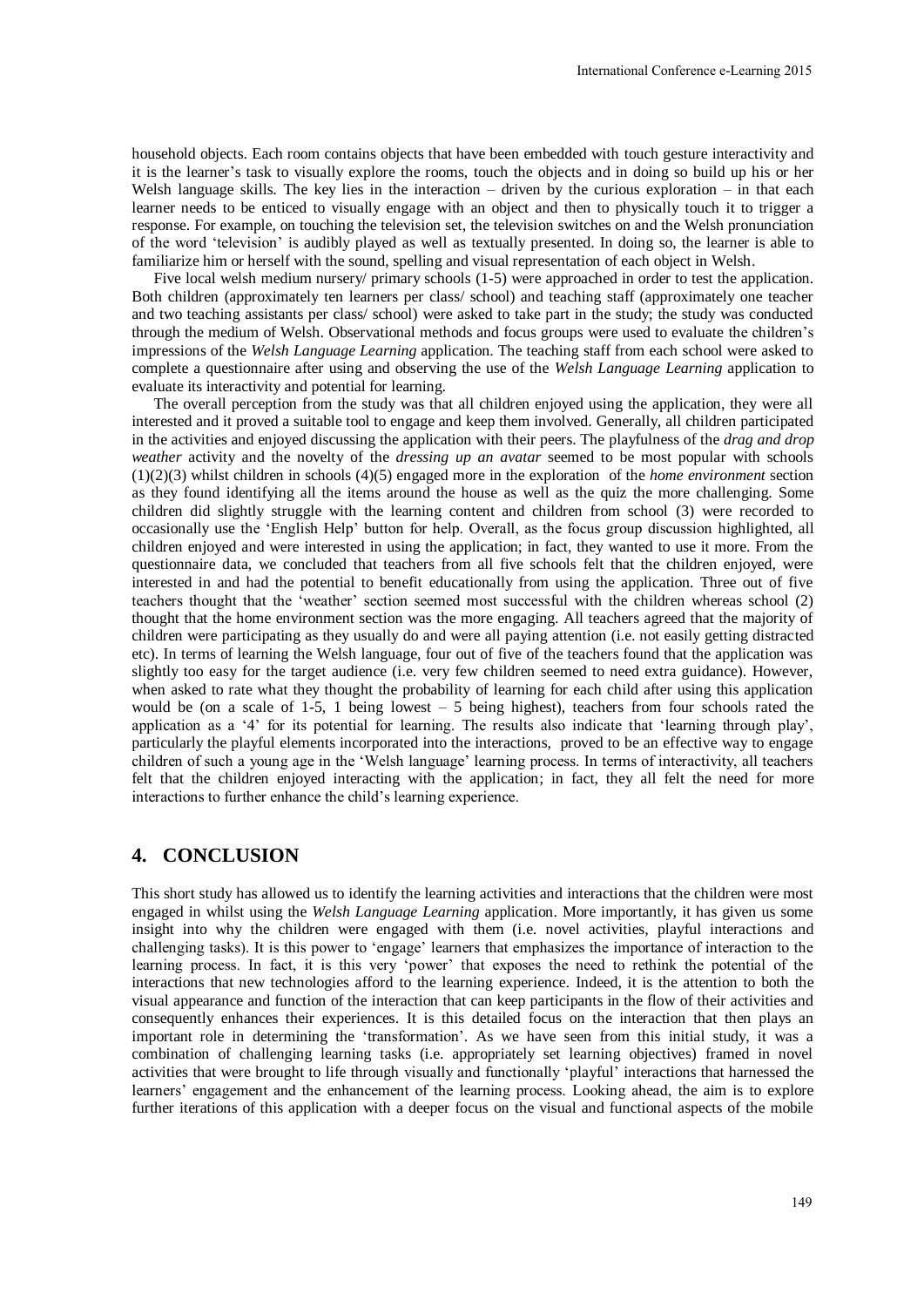household objects. Each room contains objects that have been embedded with touch gesture interactivity and it is the learner's task to visually explore the rooms, touch the objects and in doing so build up his or her Welsh language skills. The key lies in the interaction – driven by the curious exploration – in that each learner needs to be enticed to visually engage with an object and then to physically touch it to trigger a response. For example, on touching the television set, the television switches on and the Welsh pronunciation of the word 'television' is audibly played as well as textually presented. In doing so, the learner is able to familiarize him or herself with the sound, spelling and visual representation of each object in Welsh.

Five local welsh medium nursery/ primary schools (1-5) were approached in order to test the application. Both children (approximately ten learners per class/ school) and teaching staff (approximately one teacher and two teaching assistants per class/ school) were asked to take part in the study; the study was conducted through the medium of Welsh. Observational methods and focus groups were used to evaluate the children's impressions of the *Welsh Language Learning* application. The teaching staff from each school were asked to complete a questionnaire after using and observing the use of the *Welsh Language Learning* application to evaluate its interactivity and potential for learning.

The overall perception from the study was that all children enjoyed using the application, they were all interested and it proved a suitable tool to engage and keep them involved. Generally, all children participated in the activities and enjoyed discussing the application with their peers. The playfulness of the *drag and drop weather* activity and the novelty of the *dressing up an avatar* seemed to be most popular with schools (1)(2)(3) whilst children in schools (4)(5) engaged more in the exploration of the *home environment* section as they found identifying all the items around the house as well as the quiz the more challenging. Some children did slightly struggle with the learning content and children from school (3) were recorded to occasionally use the 'English Help' button for help. Overall, as the focus group discussion highlighted, all children enjoyed and were interested in using the application; in fact, they wanted to use it more. From the questionnaire data, we concluded that teachers from all five schools felt that the children enjoyed, were interested in and had the potential to benefit educationally from using the application. Three out of five teachers thought that the 'weather' section seemed most successful with the children whereas school (2) thought that the home environment section was the more engaging. All teachers agreed that the majority of children were participating as they usually do and were all paying attention (i.e. not easily getting distracted etc). In terms of learning the Welsh language, four out of five of the teachers found that the application was slightly too easy for the target audience (i.e. very few children seemed to need extra guidance). However, when asked to rate what they thought the probability of learning for each child after using this application would be (on a scale of 1-5, 1 being lowest – 5 being highest), teachers from four schools rated the application as a '4' for its potential for learning. The results also indicate that 'learning through play', particularly the playful elements incorporated into the interactions, proved to be an effective way to engage children of such a young age in the 'Welsh language' learning process. In terms of interactivity, all teachers felt that the children enjoyed interacting with the application; in fact, they all felt the need for more interactions to further enhance the child's learning experience.

## 4. CONCLUSION

This short study has allowed us to identify the learning activities and interactions that the children were most engaged in whilst using the *Welsh Language Learning* application. More importantly, it has given us some insight into why the children were engaged with them (i.e. novel activities, playful interactions and challenging tasks). It is this power to 'engage' learners that emphasizes the importance of interaction to the learning process. In fact, it is this very 'power' that exposes the need to rethink the potential of the interactions that new technologies afford to the learning experience. Indeed, it is the attention to both the visual appearance and function of the interaction that can keep participants in the flow of their activities and consequently enhances their experiences. It is this detailed focus on the interaction that then plays an important role in determining the 'transformation'. As we have seen from this initial study, it was a combination of challenging learning tasks (i.e. appropriately set learning objectives) framed in novel activities that were brought to life through visually and functionally 'playful' interactions that harnessed the learners' engagement and the enhancement of the learning process. Looking ahead, the aim is to explore further iterations of this application with a deeper focus on the visual and functional aspects of the mobile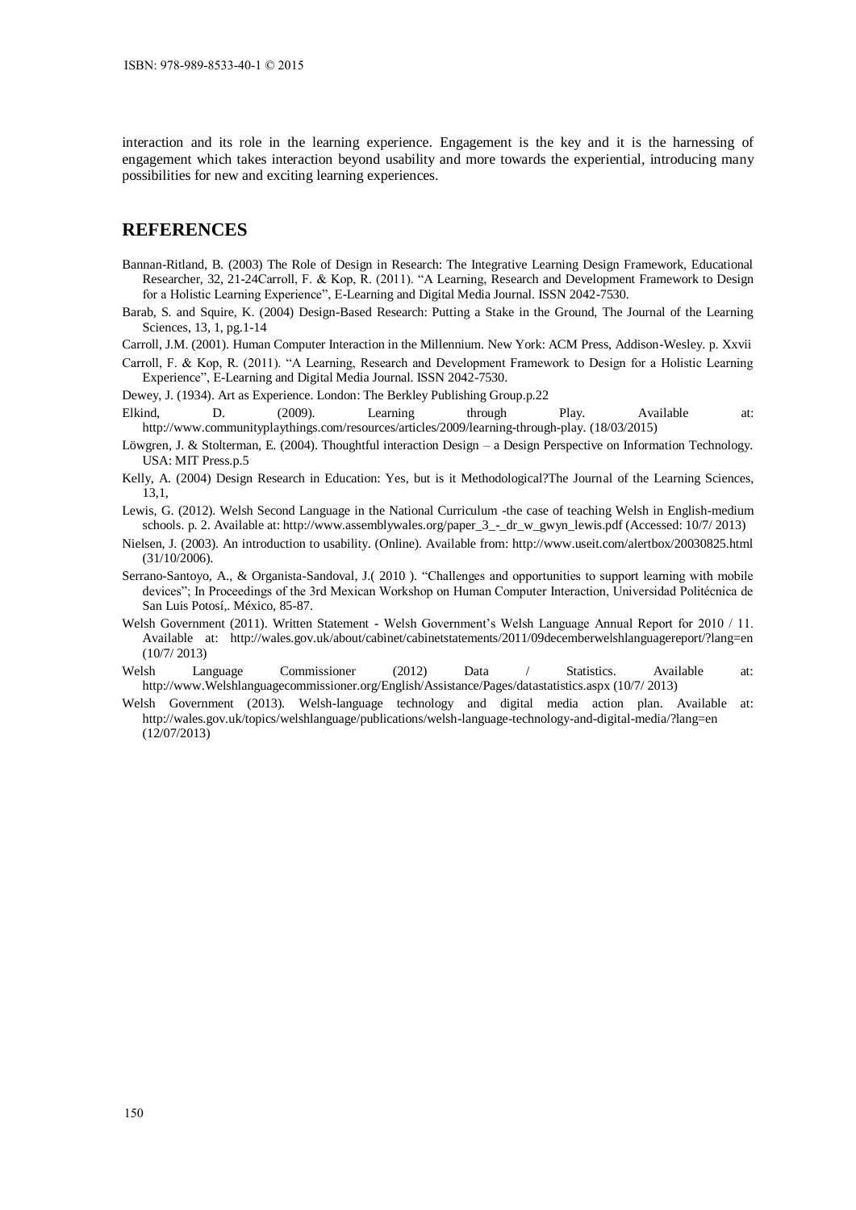interaction and its role in the learning experience. Engagement is the key and it is the harnessing of engagement which takes interaction beyond usability and more towards the experiential, introducing many possibilities for new and exciting learning experiences.

## REFERENCES

Bannan-Ritland, B. (2003) The Role of Design in Research: The Integrative Learning Design Framework, Educational Researcher, 32, 21-24Carroll, F. & Kop, R. (2011). "A Learning, Research and Development Framework to Design for a Holistic Learning Experience", E-Learning and Digital Media Journal. ISSN 2042-7530.

Barab, S. and Squire, K. (2004) Design-Based Research: Putting a Stake in the Ground, The Journal of the Learning Sciences, 13, 1, pg.1-14

Carroll, J.M. (2001). Human Computer Interaction in the Millennium. New York: ACM Press, Addison-Wesley. p. Xxvii

Carroll, F. & Kop, R. (2011). "A Learning, Research and Development Framework to Design for a Holistic Learning Experience", E-Learning and Digital Media Journal. ISSN 2042-7530.

Dewey, J. (1934). Art as Experience. London: The Berkley Publishing Group.p.22

Elkind, D. (2009). Learning through Play. Available at: http://www.communityplaythings.com/resources/articles/2009/learning-through-play. (18/03/2015)

Löwgren, J. & Stolterman, E. (2004). Thoughtful interaction Design – a Design Perspective on Information Technology. USA: MIT Press.p.5

Kelly, A. (2004) Design Research in Education: Yes, but is it Methodological?The Journal of the Learning Sciences, 13,1,

Lewis, G. (2012). Welsh Second Language in the National Curriculum -the case of teaching Welsh in English-medium schools. p. 2. Available at: http://www.assemblywales.org/paper_3_-_dr_w_gwyn_lewis.pdf (Accessed: 10/7/ 2013)

Nielsen, J. (2003). An introduction to usability. (Online). Available from: http://www.useit.com/alertbox/20030825.html (31/10/2006).

Serrano-Santoyo, A., & Organista-Sandoval, J.( 2010 ). "Challenges and opportunities to support learning with mobile devices"; In Proceedings of the 3rd Mexican Workshop on Human Computer Interaction, Universidad Politécnica de San Luis Potosí,. México, 85-87.

Welsh Government (2011). Written Statement - Welsh Government's Welsh Language Annual Report for 2010 / 11. Available at: http://wales.gov.uk/about/cabinet/cabinetstatements/2011/09decemberwelshlanguagereport/?lang=en (10/7/ 2013)

Welsh Language Commissioner (2012) Data / Statistics. Available at: http://www.Welshlanguagecommissioner.org/English/Assistance/Pages/datastatistics.aspx (10/7/ 2013)

Welsh Government (2013). Welsh-language technology and digital media action plan. Available at: http://wales.gov.uk/topics/welshlanguage/publications/welsh-language-technology-and-digital-media/?lang=en (12/07/2013)